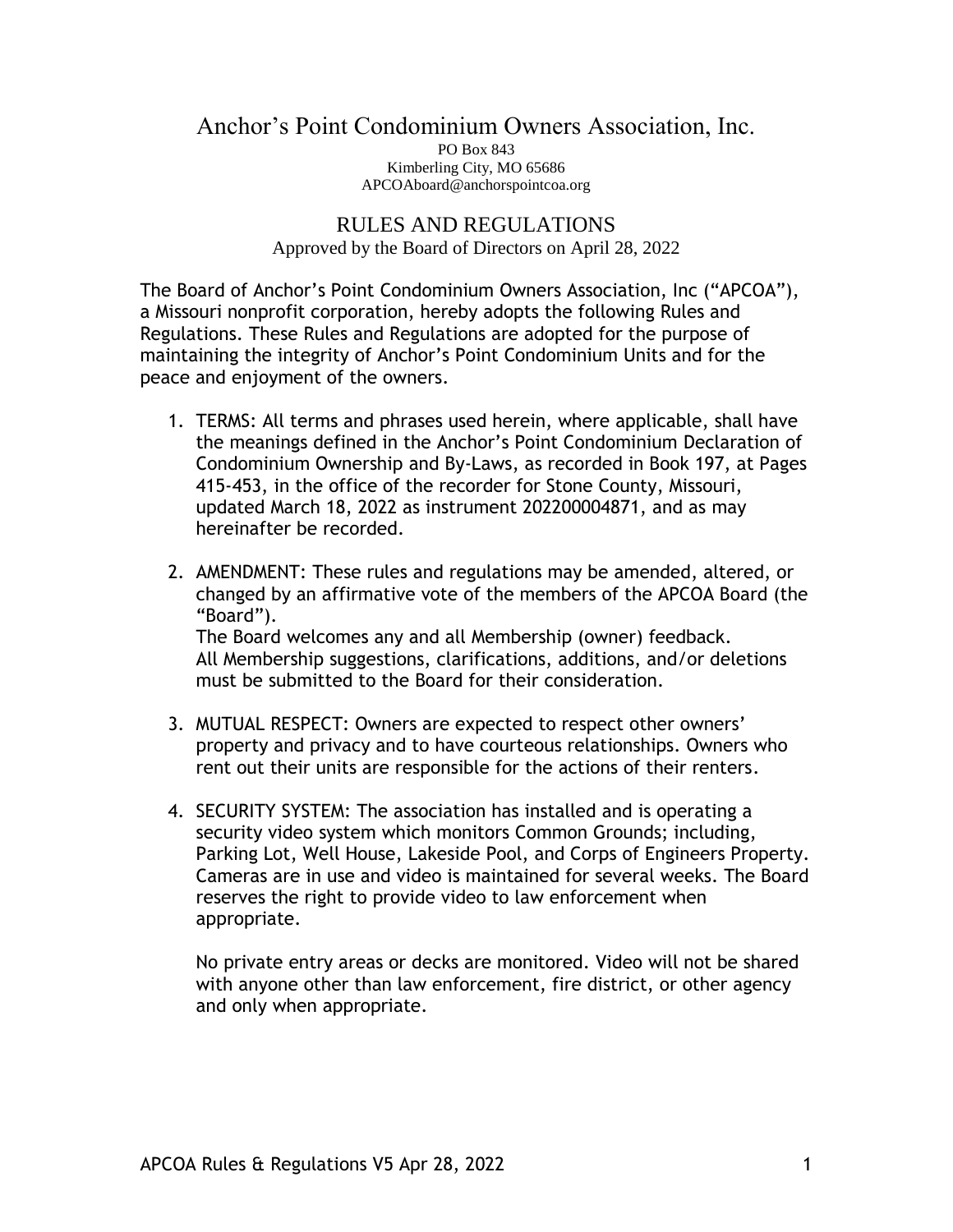# Anchor's Point Condominium Owners Association, Inc.

PO Box 843
Kimberling City, MO 65686
APCOAboard@anchorspointcoa.org

## RULES AND REGULATIONS

Approved by the Board of Directors on April 28, 2022

The Board of Anchor's Point Condominium Owners Association, Inc ("APCOA"), a Missouri nonprofit corporation, hereby adopts the following Rules and Regulations. These Rules and Regulations are adopted for the purpose of maintaining the integrity of Anchor's Point Condominium Units and for the peace and enjoyment of the owners.

1. TERMS: All terms and phrases used herein, where applicable, shall have the meanings defined in the Anchor's Point Condominium Declaration of Condominium Ownership and By-Laws, as recorded in Book 197, at Pages 415-453, in the office of the recorder for Stone County, Missouri, updated March 18, 2022 as instrument 202200004871, and as may hereinafter be recorded.

2. AMENDMENT: These rules and regulations may be amended, altered, or changed by an affirmative vote of the members of the APCOA Board (the "Board").
   The Board welcomes any and all Membership (owner) feedback.
   All Membership suggestions, clarifications, additions, and/or deletions must be submitted to the Board for their consideration.

3. MUTUAL RESPECT: Owners are expected to respect other owners' property and privacy and to have courteous relationships. Owners who rent out their units are responsible for the actions of their renters.

4. SECURITY SYSTEM: The association has installed and is operating a security video system which monitors Common Grounds; including, Parking Lot, Well House, Lakeside Pool, and Corps of Engineers Property. Cameras are in use and video is maintained for several weeks. The Board reserves the right to provide video to law enforcement when appropriate.

   No private entry areas or decks are monitored. Video will not be shared with anyone other than law enforcement, fire district, or other agency and only when appropriate.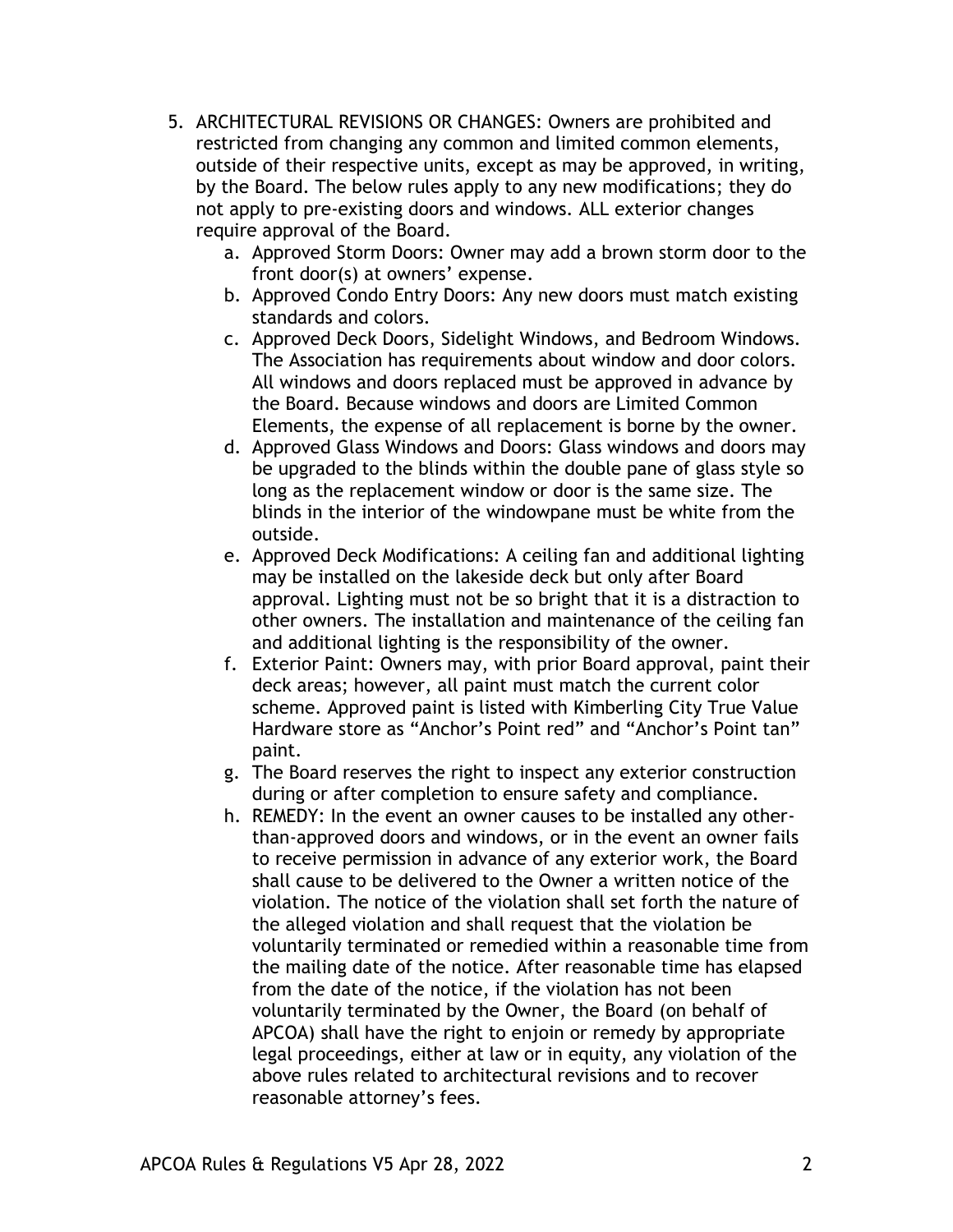5. ARCHITECTURAL REVISIONS OR CHANGES: Owners are prohibited and restricted from changing any common and limited common elements, outside of their respective units, except as may be approved, in writing, by the Board. The below rules apply to any new modifications; they do not apply to pre-existing doors and windows. ALL exterior changes require approval of the Board.
   a. Approved Storm Doors: Owner may add a brown storm door to the front door(s) at owners' expense.
   b. Approved Condo Entry Doors: Any new doors must match existing standards and colors.
   c. Approved Deck Doors, Sidelight Windows, and Bedroom Windows. The Association has requirements about window and door colors. All windows and doors replaced must be approved in advance by the Board. Because windows and doors are Limited Common Elements, the expense of all replacement is borne by the owner.
   d. Approved Glass Windows and Doors: Glass windows and doors may be upgraded to the blinds within the double pane of glass style so long as the replacement window or door is the same size. The blinds in the interior of the windowpane must be white from the outside.
   e. Approved Deck Modifications: A ceiling fan and additional lighting may be installed on the lakeside deck but only after Board approval. Lighting must not be so bright that it is a distraction to other owners. The installation and maintenance of the ceiling fan and additional lighting is the responsibility of the owner.
   f. Exterior Paint: Owners may, with prior Board approval, paint their deck areas; however, all paint must match the current color scheme. Approved paint is listed with Kimberling City True Value Hardware store as "Anchor's Point red" and "Anchor's Point tan" paint.
   g. The Board reserves the right to inspect any exterior construction during or after completion to ensure safety and compliance.
   h. REMEDY: In the event an owner causes to be installed any other-than-approved doors and windows, or in the event an owner fails to receive permission in advance of any exterior work, the Board shall cause to be delivered to the Owner a written notice of the violation. The notice of the violation shall set forth the nature of the alleged violation and shall request that the violation be voluntarily terminated or remedied within a reasonable time from the mailing date of the notice. After reasonable time has elapsed from the date of the notice, if the violation has not been voluntarily terminated by the Owner, the Board (on behalf of APCOA) shall have the right to enjoin or remedy by appropriate legal proceedings, either at law or in equity, any violation of the above rules related to architectural revisions and to recover reasonable attorney's fees.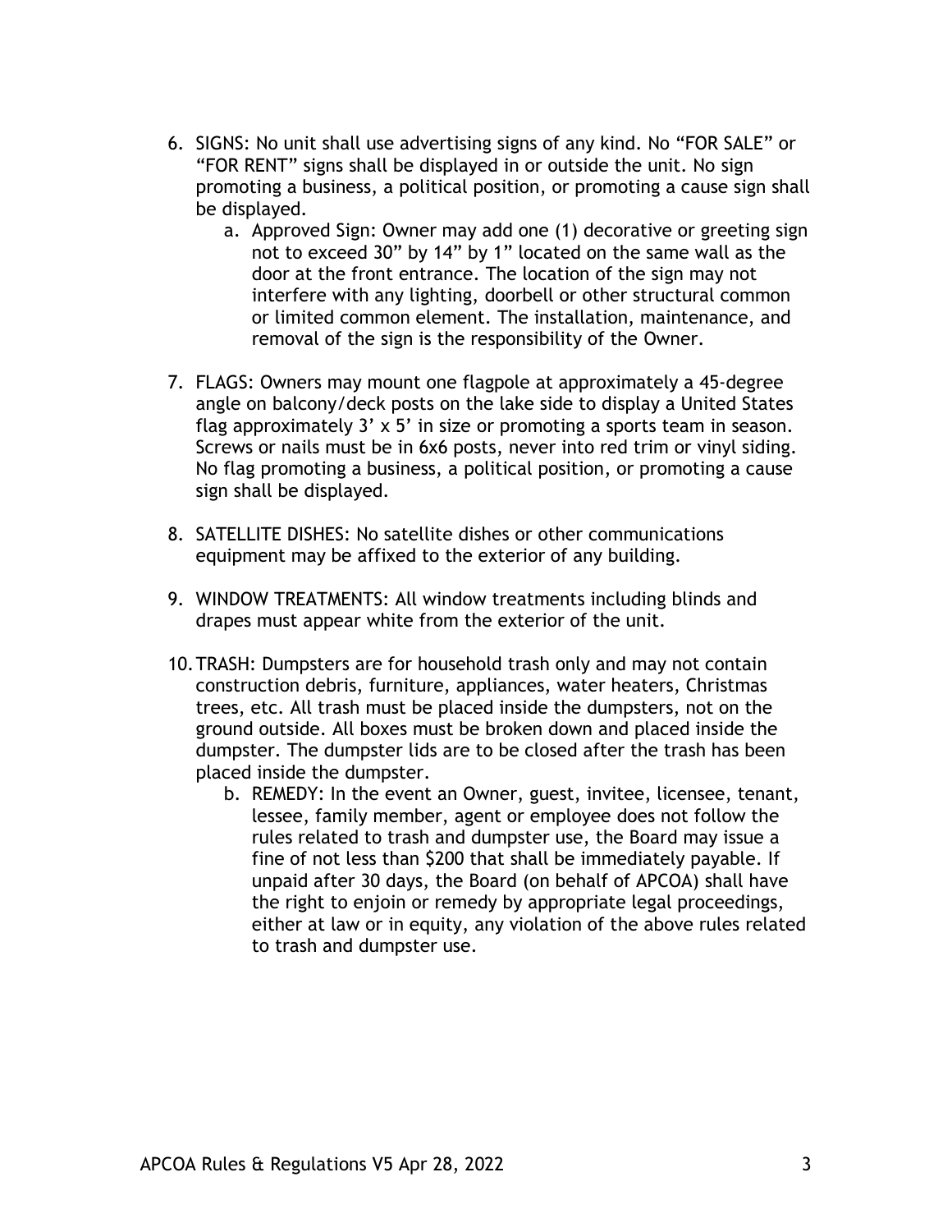6. SIGNS: No unit shall use advertising signs of any kind. No "FOR SALE" or "FOR RENT" signs shall be displayed in or outside the unit. No sign promoting a business, a political position, or promoting a cause sign shall be displayed.
    a. Approved Sign: Owner may add one (1) decorative or greeting sign not to exceed 30" by 14" by 1" located on the same wall as the door at the front entrance. The location of the sign may not interfere with any lighting, doorbell or other structural common or limited common element. The installation, maintenance, and removal of the sign is the responsibility of the Owner.

7. FLAGS: Owners may mount one flagpole at approximately a 45-degree angle on balcony/deck posts on the lake side to display a United States flag approximately 3' x 5' in size or promoting a sports team in season. Screws or nails must be in 6x6 posts, never into red trim or vinyl siding. No flag promoting a business, a political position, or promoting a cause sign shall be displayed.

8. SATELLITE DISHES: No satellite dishes or other communications equipment may be affixed to the exterior of any building.

9. WINDOW TREATMENTS: All window treatments including blinds and drapes must appear white from the exterior of the unit.

10. TRASH: Dumpsters are for household trash only and may not contain construction debris, furniture, appliances, water heaters, Christmas trees, etc. All trash must be placed inside the dumpsters, not on the ground outside. All boxes must be broken down and placed inside the dumpster. The dumpster lids are to be closed after the trash has been placed inside the dumpster.
    b. REMEDY: In the event an Owner, guest, invitee, licensee, tenant, lessee, family member, agent or employee does not follow the rules related to trash and dumpster use, the Board may issue a fine of not less than $200 that shall be immediately payable. If unpaid after 30 days, the Board (on behalf of APCOA) shall have the right to enjoin or remedy by appropriate legal proceedings, either at law or in equity, any violation of the above rules related to trash and dumpster use.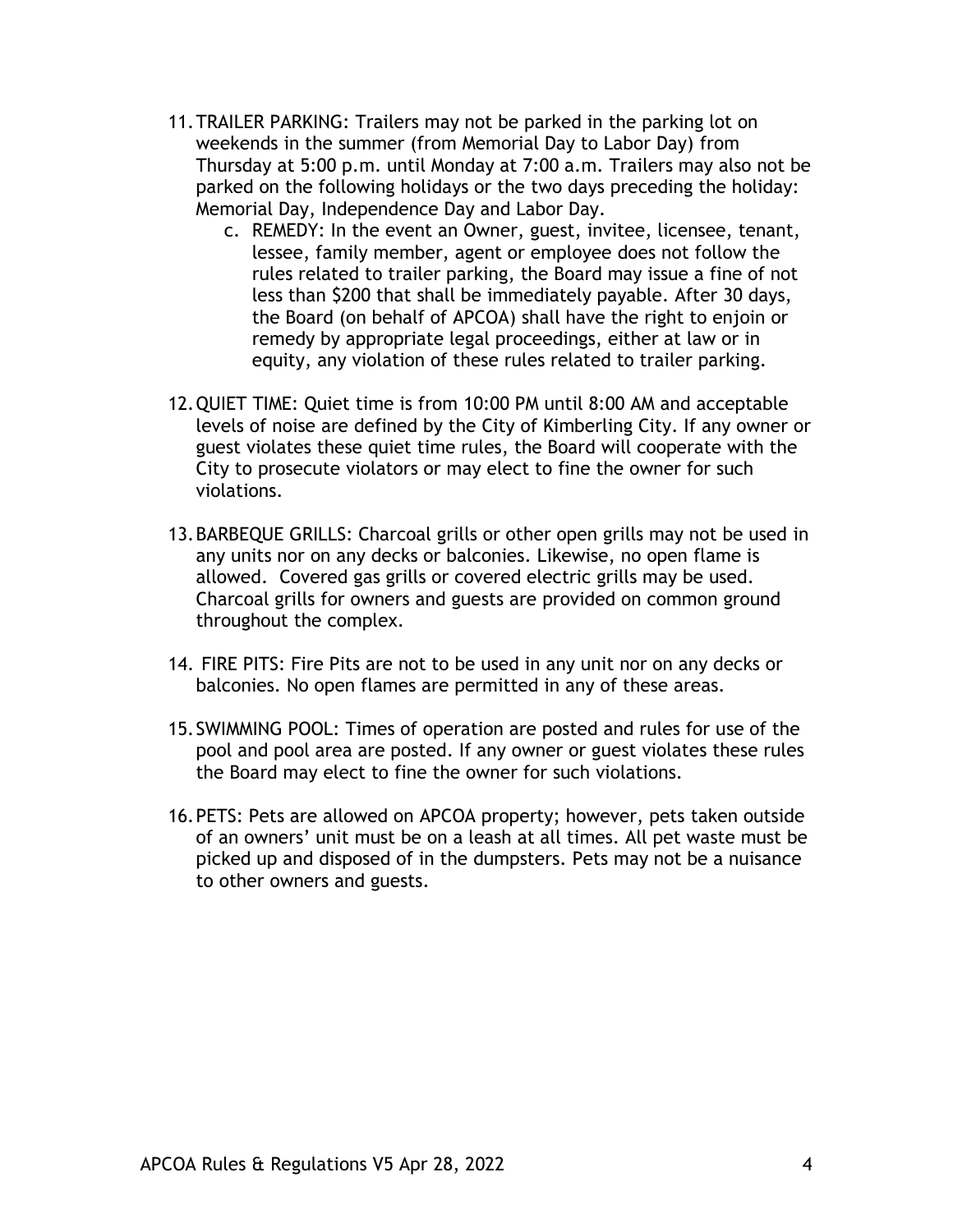11. TRAILER PARKING: Trailers may not be parked in the parking lot on weekends in the summer (from Memorial Day to Labor Day) from Thursday at 5:00 p.m. until Monday at 7:00 a.m. Trailers may also not be parked on the following holidays or the two days preceding the holiday: Memorial Day, Independence Day and Labor Day.
    c. REMEDY: In the event an Owner, guest, invitee, licensee, tenant, lessee, family member, agent or employee does not follow the rules related to trailer parking, the Board may issue a fine of not less than $200 that shall be immediately payable. After 30 days, the Board (on behalf of APCOA) shall have the right to enjoin or remedy by appropriate legal proceedings, either at law or in equity, any violation of these rules related to trailer parking.

12. QUIET TIME: Quiet time is from 10:00 PM until 8:00 AM and acceptable levels of noise are defined by the City of Kimberling City. If any owner or guest violates these quiet time rules, the Board will cooperate with the City to prosecute violators or may elect to fine the owner for such violations.

13. BARBEQUE GRILLS: Charcoal grills or other open grills may not be used in any units nor on any decks or balconies. Likewise, no open flame is allowed. Covered gas grills or covered electric grills may be used. Charcoal grills for owners and guests are provided on common ground throughout the complex.

14. FIRE PITS: Fire Pits are not to be used in any unit nor on any decks or balconies. No open flames are permitted in any of these areas.

15. SWIMMING POOL: Times of operation are posted and rules for use of the pool and pool area are posted. If any owner or guest violates these rules the Board may elect to fine the owner for such violations.

16. PETS: Pets are allowed on APCOA property; however, pets taken outside of an owners' unit must be on a leash at all times. All pet waste must be picked up and disposed of in the dumpsters. Pets may not be a nuisance to other owners and guests.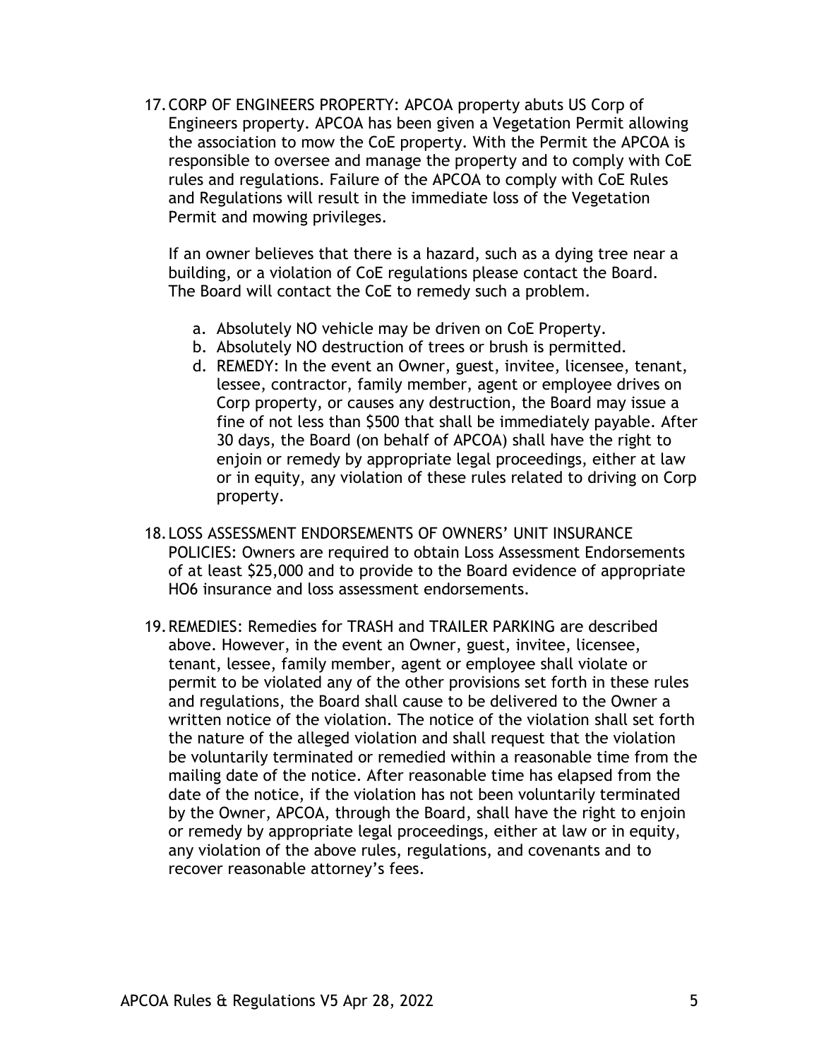17. CORP OF ENGINEERS PROPERTY: APCOA property abuts US Corp of Engineers property. APCOA has been given a Vegetation Permit allowing the association to mow the CoE property. With the Permit the APCOA is responsible to oversee and manage the property and to comply with CoE rules and regulations. Failure of the APCOA to comply with CoE Rules and Regulations will result in the immediate loss of the Vegetation Permit and mowing privileges.

    If an owner believes that there is a hazard, such as a dying tree near a building, or a violation of CoE regulations please contact the Board. The Board will contact the CoE to remedy such a problem.

    a. Absolutely NO vehicle may be driven on CoE Property.
    b. Absolutely NO destruction of trees or brush is permitted.
    d. REMEDY: In the event an Owner, guest, invitee, licensee, tenant, lessee, contractor, family member, agent or employee drives on Corp property, or causes any destruction, the Board may issue a fine of not less than $500 that shall be immediately payable. After 30 days, the Board (on behalf of APCOA) shall have the right to enjoin or remedy by appropriate legal proceedings, either at law or in equity, any violation of these rules related to driving on Corp property.

18. LOSS ASSESSMENT ENDORSEMENTS OF OWNERS' UNIT INSURANCE POLICIES: Owners are required to obtain Loss Assessment Endorsements of at least $25,000 and to provide to the Board evidence of appropriate HO6 insurance and loss assessment endorsements.

19. REMEDIES: Remedies for TRASH and TRAILER PARKING are described above. However, in the event an Owner, guest, invitee, licensee, tenant, lessee, family member, agent or employee shall violate or permit to be violated any of the other provisions set forth in these rules and regulations, the Board shall cause to be delivered to the Owner a written notice of the violation. The notice of the violation shall set forth the nature of the alleged violation and shall request that the violation be voluntarily terminated or remedied within a reasonable time from the mailing date of the notice. After reasonable time has elapsed from the date of the notice, if the violation has not been voluntarily terminated by the Owner, APCOA, through the Board, shall have the right to enjoin or remedy by appropriate legal proceedings, either at law or in equity, any violation of the above rules, regulations, and covenants and to recover reasonable attorney's fees.